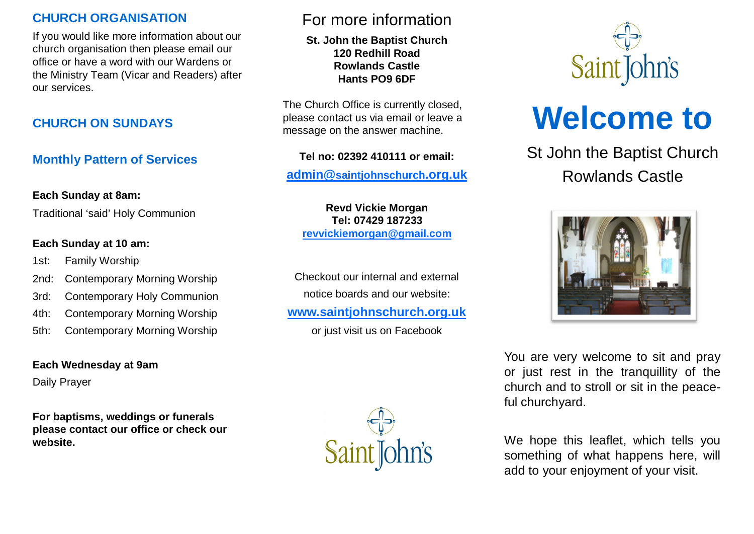## CHURCH ORGANISATION

If you would like more information about our church organisation then please email our office or have a word with our Wardens or the Ministry Team (Vicar and Readers) after our services.

## CHURCH ON SUNDAYS

### Monthly Pattern of Services

**Each Sunday at 8am:**

Traditional 'said' Holy Communion

**Each Sunday at 10 am:**

- 1st: Family Worship
- 2nd: Contemporary Morning Worship
- 3rd: Contemporary Holy Communion
- 4th: Contemporary Morning Worship
- 5th: Contemporary Morning Worship

**Each Wednesday at 9am**

Daily Prayer

**For baptisms, weddings or funerals please contact our office or check our website.**

## For more information

**St. John the Baptist Church**
**120 Redhill Road**
**Rowlands Castle**
**Hants PO9 6DF**

The Church Office is currently closed, please contact us via email or leave a message on the answer machine.

**Tel no: 02392 410111 or email:**

**admin@saintjohnschurch.org.uk**

**Revd Vickie Morgan**
**Tel: 07429 187233**
**revvickiemorgan@gmail.com**

Checkout our internal and external notice boards and our website:

**www.saintjohnschurch.org.uk**

or just visit us on Facebook

Saint John's

Saint John's

# Welcome to

St John the Baptist Church
Rowlands Castle

You are very welcome to sit and pray or just rest in the tranquillity of the church and to stroll or sit in the peace-ful churchyard.

We hope this leaflet, which tells you something of what happens here, will add to your enjoyment of your visit.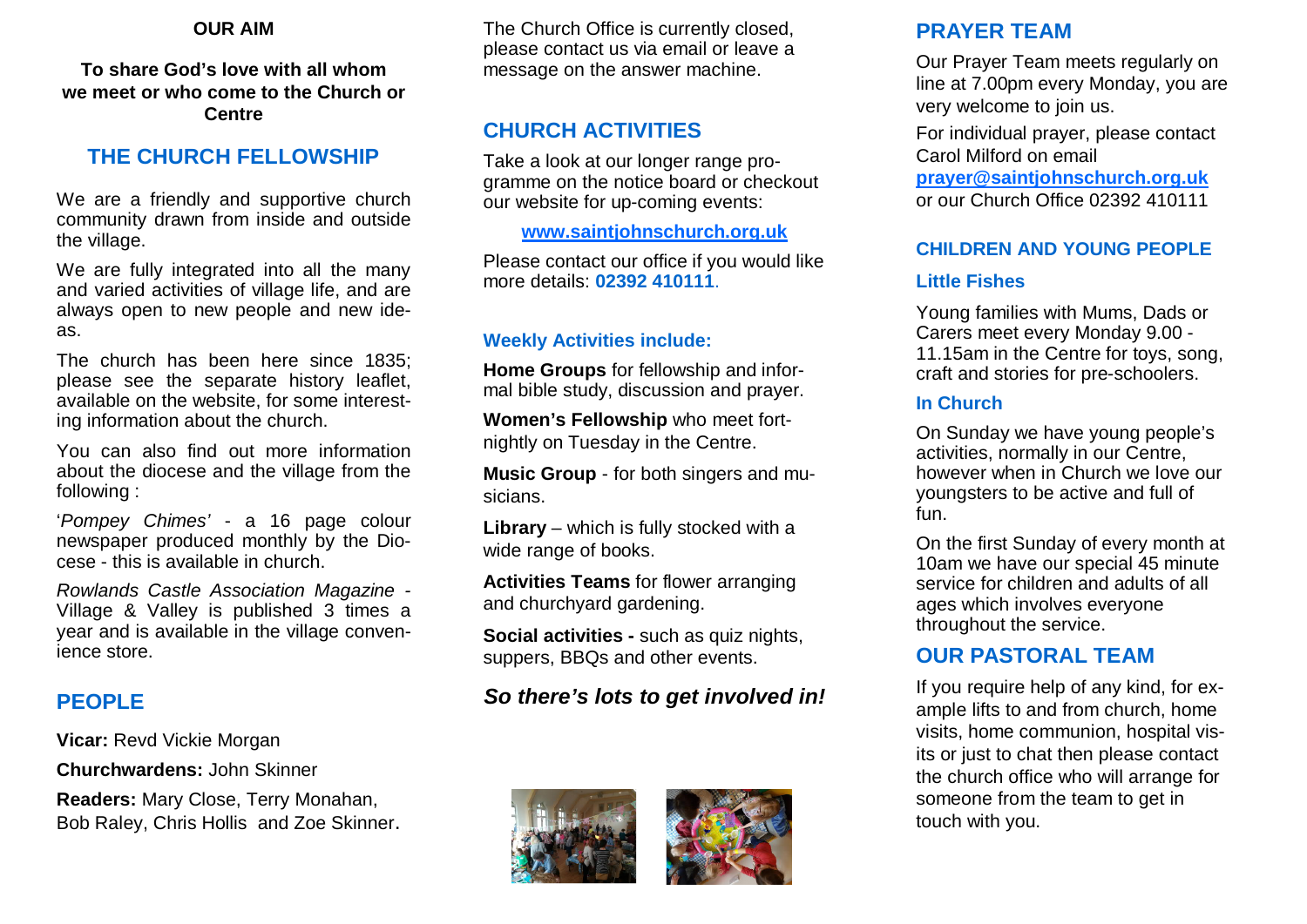**OUR AIM**

**To share God's love with all whom we meet or who come to the Church or Centre**

## THE CHURCH FELLOWSHIP

We are a friendly and supportive church community drawn from inside and outside the village.

We are fully integrated into all the many and varied activities of village life, and are always open to new people and new ideas.

The church has been here since 1835; please see the separate history leaflet, available on the website, for some interesting information about the church.

You can also find out more information about the diocese and the village from the following :

'*Pompey Chimes'* - a 16 page colour newspaper produced monthly by the Diocese - this is available in church.

*Rowlands Castle Association Magazine* - Village & Valley is published 3 times a year and is available in the village convenience store.

## PEOPLE

**Vicar:** Revd Vickie Morgan

**Churchwardens:** John Skinner

**Readers:** Mary Close, Terry Monahan, Bob Raley, Chris Hollis and Zoe Skinner.

The Church Office is currently closed, please contact us via email or leave a message on the answer machine.

## CHURCH ACTIVITIES

Take a look at our longer range programme on the notice board or checkout our website for up-coming events:

**www.saintjohnschurch.org.uk**

Please contact our office if you would like more details: **02392 410111**.

### Weekly Activities include:

**Home Groups** for fellowship and informal bible study, discussion and prayer.

**Women's Fellowship** who meet fortnightly on Tuesday in the Centre.

**Music Group** - for both singers and musicians.

**Library** – which is fully stocked with a wide range of books.

**Activities Teams** for flower arranging and churchyard gardening.

**Social activities -** such as quiz nights, suppers, BBQs and other events.

***So there's lots to get involved in!***

## PRAYER TEAM

Our Prayer Team meets regularly on line at 7.00pm every Monday, you are very welcome to join us.

For individual prayer, please contact Carol Milford on email **prayer@saintjohnschurch.org.uk** or our Church Office 02392 410111

### CHILDREN AND YOUNG PEOPLE

### Little Fishes

Young families with Mums, Dads or Carers meet every Monday 9.00 - 11.15am in the Centre for toys, song, craft and stories for pre-schoolers.

### In Church

On Sunday we have young people's activities, normally in our Centre, however when in Church we love our youngsters to be active and full of fun.

On the first Sunday of every month at 10am we have our special 45 minute service for children and adults of all ages which involves everyone throughout the service.

## OUR PASTORAL TEAM

If you require help of any kind, for example lifts to and from church, home visits, home communion, hospital visits or just to chat then please contact the church office who will arrange for someone from the team to get in touch with you.